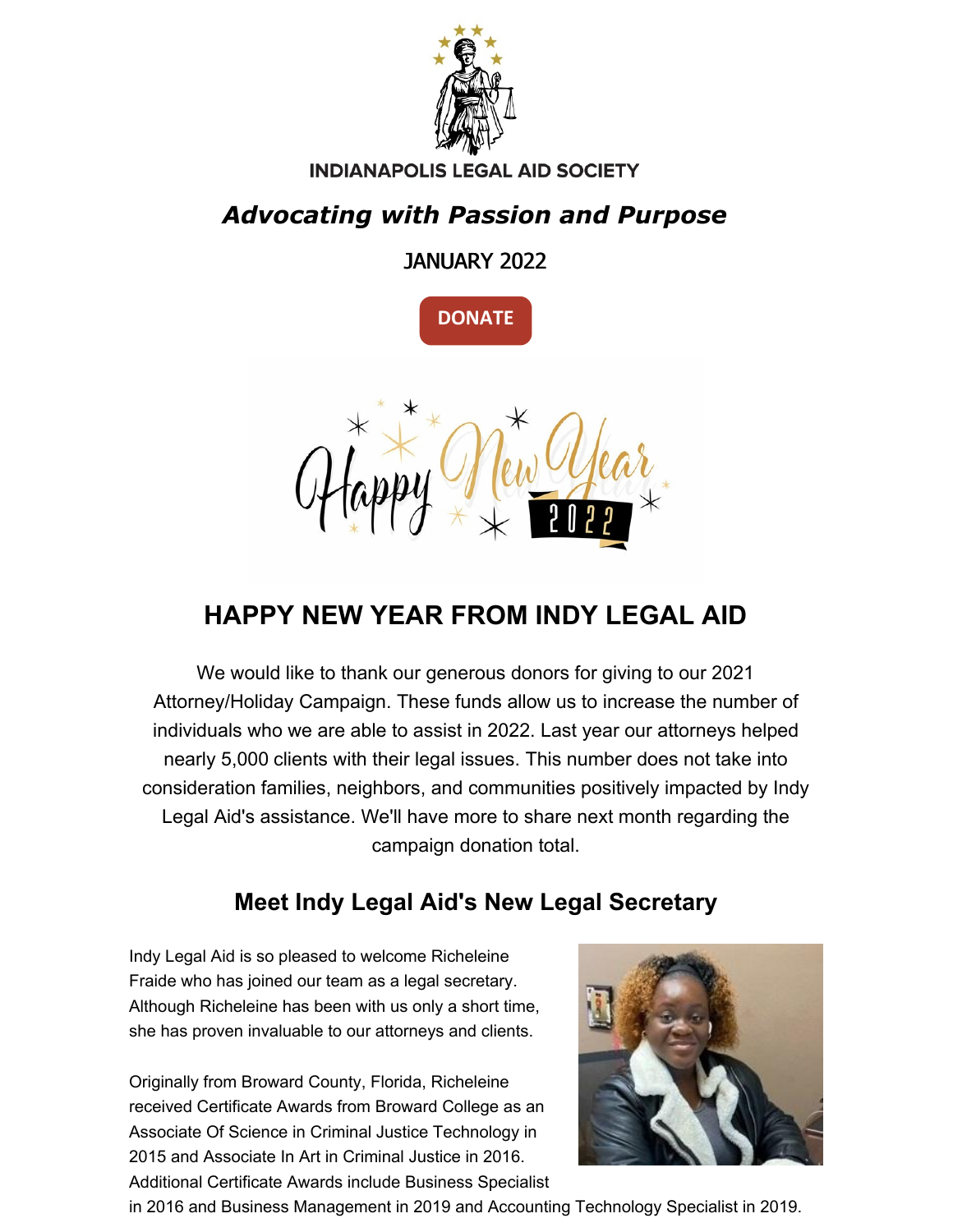**INDIANAPOLIS LEGAL AID SOCIETY**

## *Advocating with Passion and Purpose*

JANUARY 2022

DONATE

# HAPPY NEW YEAR FROM INDY LEGAL AID

We would like to thank our generous donors for giving to our 2021 Attorney/Holiday Campaign. These funds allow us to increase the number of individuals who we are able to assist in 2022. Last year our attorneys helped nearly 5,000 clients with their legal issues. This number does not take into consideration families, neighbors, and communities positively impacted by Indy Legal Aid's assistance. We'll have more to share next month regarding the campaign donation total.

## Meet Indy Legal Aid's New Legal Secretary

Indy Legal Aid is so pleased to welcome Richeleine Fraide who has joined our team as a legal secretary. Although Richeleine has been with us only a short time, she has proven invaluable to our attorneys and clients.

Originally from Broward County, Florida, Richeleine received Certificate Awards from Broward College as an Associate Of Science in Criminal Justice Technology in 2015 and Associate In Art in Criminal Justice in 2016. Additional Certificate Awards include Business Specialist in 2016 and Business Management in 2019 and Accounting Technology Specialist in 2019.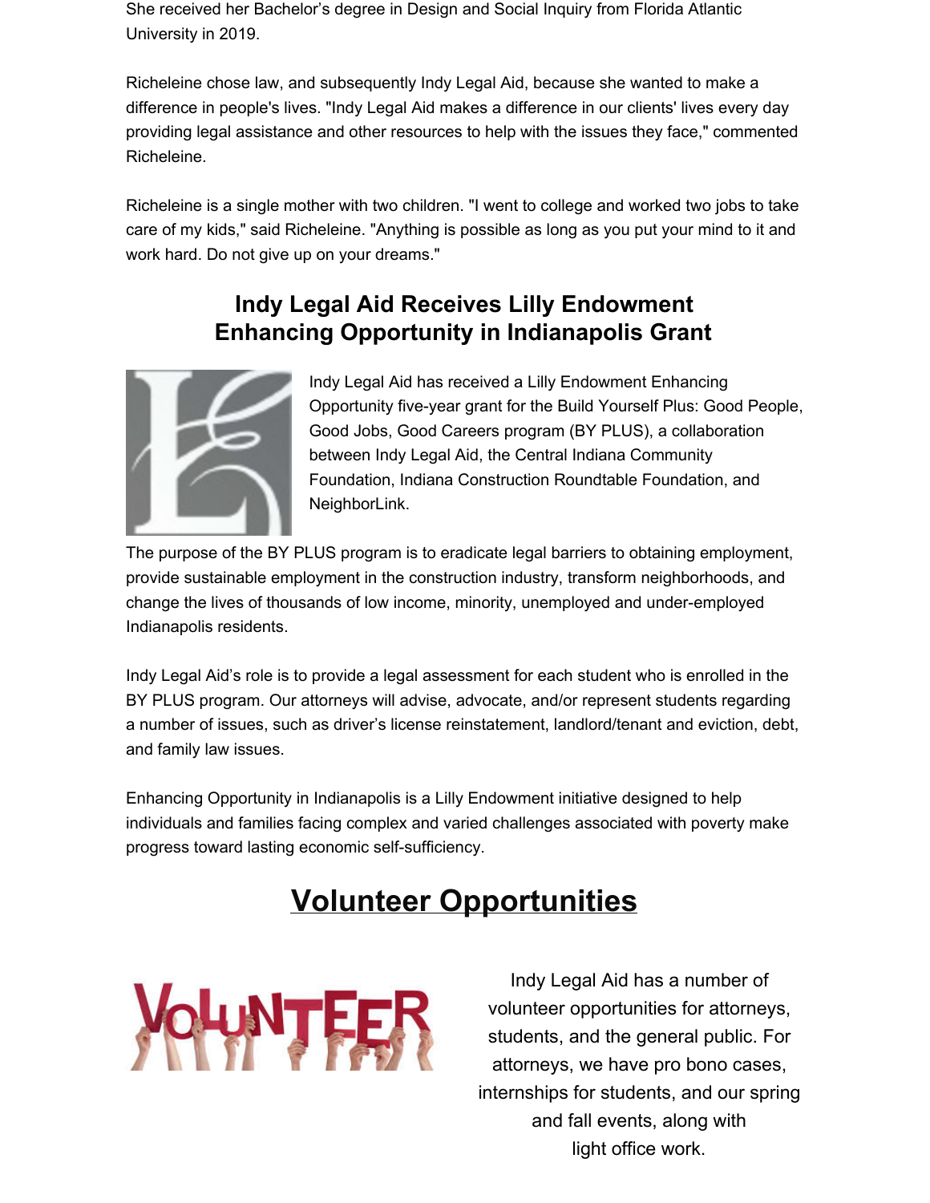She received her Bachelor's degree in Design and Social Inquiry from Florida Atlantic University in 2019.

Richeleine chose law, and subsequently Indy Legal Aid, because she wanted to make a difference in people's lives. "Indy Legal Aid makes a difference in our clients' lives every day providing legal assistance and other resources to help with the issues they face," commented Richeleine.

Richeleine is a single mother with two children. "I went to college and worked two jobs to take care of my kids," said Richeleine. "Anything is possible as long as you put your mind to it and work hard. Do not give up on your dreams."

## Indy Legal Aid Receives Lilly Endowment Enhancing Opportunity in Indianapolis Grant

Indy Legal Aid has received a Lilly Endowment Enhancing Opportunity five-year grant for the Build Yourself Plus: Good People, Good Jobs, Good Careers program (BY PLUS), a collaboration between Indy Legal Aid, the Central Indiana Community Foundation, Indiana Construction Roundtable Foundation, and NeighborLink.

The purpose of the BY PLUS program is to eradicate legal barriers to obtaining employment, provide sustainable employment in the construction industry, transform neighborhoods, and change the lives of thousands of low income, minority, unemployed and under-employed Indianapolis residents.

Indy Legal Aid's role is to provide a legal assessment for each student who is enrolled in the BY PLUS program. Our attorneys will advise, advocate, and/or represent students regarding a number of issues, such as driver's license reinstatement, landlord/tenant and eviction, debt, and family law issues.

Enhancing Opportunity in Indianapolis is a Lilly Endowment initiative designed to help individuals and families facing complex and varied challenges associated with poverty make progress toward lasting economic self-sufficiency.

# Volunteer Opportunities

Indy Legal Aid has a number of volunteer opportunities for attorneys, students, and the general public. For attorneys, we have pro bono cases, internships for students, and our spring and fall events, along with light office work.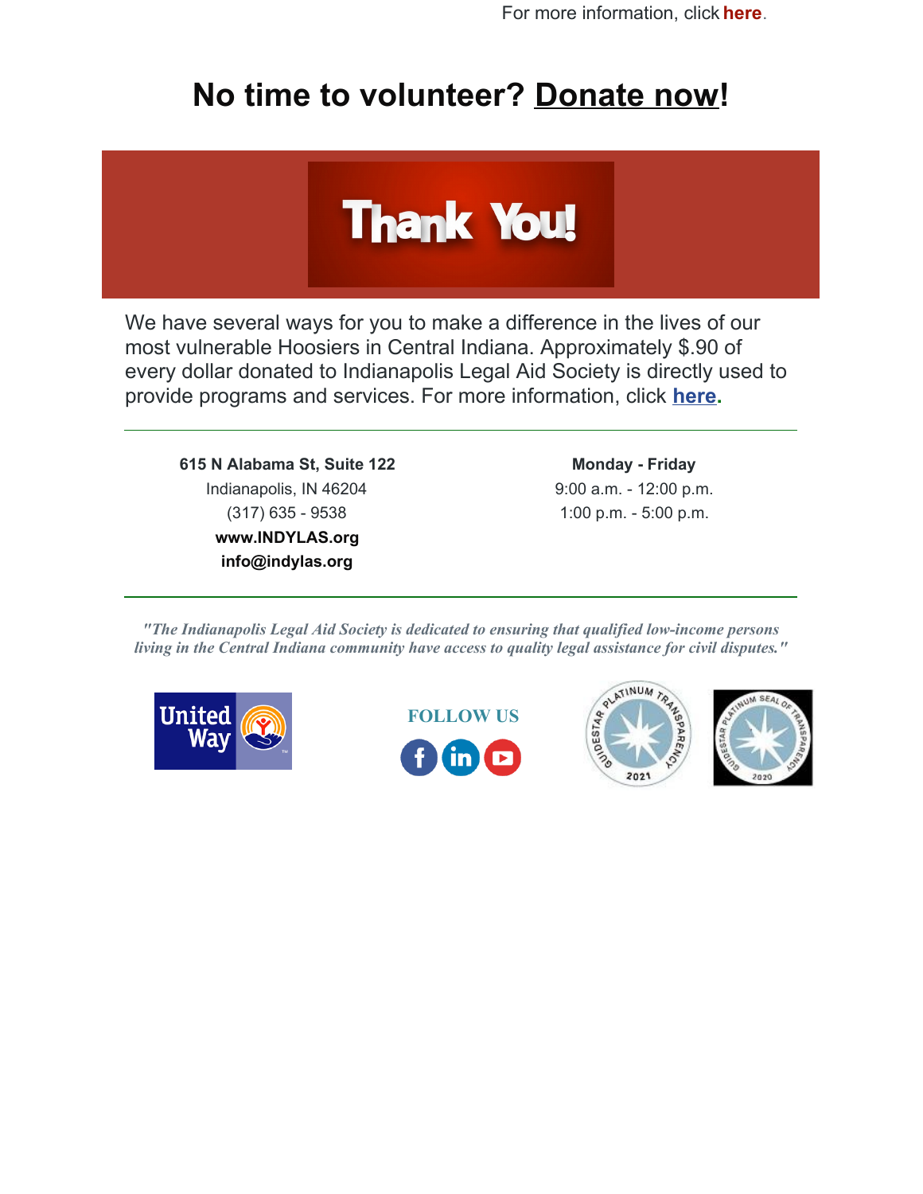For more information, click **here**.

## No time to volunteer? Donate now!

Thank You!

We have several ways for you to make a difference in the lives of our most vulnerable Hoosiers in Central Indiana. Approximately $.90 of every dollar donated to Indianapolis Legal Aid Society is directly used to provide programs and services. For more information, click **here**.

---

**615 N Alabama St, Suite 122**
Indianapolis, IN 46204
(317) 635 - 9538
**www.INDYLAS.org**
**info@indylas.org**

**Monday - Friday**
9:00 a.m. - 12:00 p.m.
1:00 p.m. - 5:00 p.m.

---

*"The Indianapolis Legal Aid Society is dedicated to ensuring that qualified low-income persons living in the Central Indiana community have access to quality legal assistance for civil disputes."*

United Way

FOLLOW US

GUIDESTAR PLATINUM TRANSPARENCY 2021

GUIDESTAR PLATINUM SEAL OF TRANSPARENCY 2020